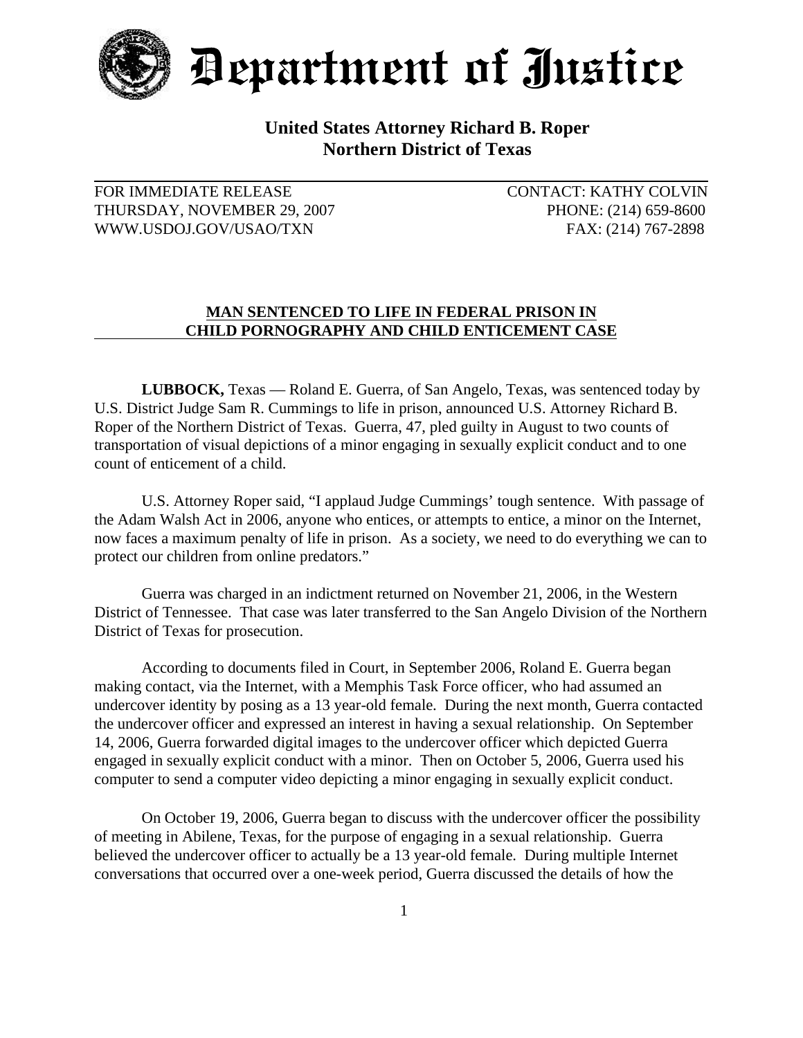# Department of Justice

## United States Attorney Richard B. Roper
## Northern District of Texas

FOR IMMEDIATE RELEASE
THURSDAY, NOVEMBER 29, 2007
WWW.USDOJ.GOV/USAO/TXN

CONTACT: KATHY COLVIN
PHONE: (214) 659-8600
FAX: (214) 767-2898

### MAN SENTENCED TO LIFE IN FEDERAL PRISON IN CHILD PORNOGRAPHY AND CHILD ENTICEMENT CASE

**LUBBOCK,** Texas — Roland E. Guerra, of San Angelo, Texas, was sentenced today by U.S. District Judge Sam R. Cummings to life in prison, announced U.S. Attorney Richard B. Roper of the Northern District of Texas. Guerra, 47, pled guilty in August to two counts of transportation of visual depictions of a minor engaging in sexually explicit conduct and to one count of enticement of a child.

U.S. Attorney Roper said, "I applaud Judge Cummings' tough sentence. With passage of the Adam Walsh Act in 2006, anyone who entices, or attempts to entice, a minor on the Internet, now faces a maximum penalty of life in prison. As a society, we need to do everything we can to protect our children from online predators."

Guerra was charged in an indictment returned on November 21, 2006, in the Western District of Tennessee. That case was later transferred to the San Angelo Division of the Northern District of Texas for prosecution.

According to documents filed in Court, in September 2006, Roland E. Guerra began making contact, via the Internet, with a Memphis Task Force officer, who had assumed an undercover identity by posing as a 13 year-old female. During the next month, Guerra contacted the undercover officer and expressed an interest in having a sexual relationship. On September 14, 2006, Guerra forwarded digital images to the undercover officer which depicted Guerra engaged in sexually explicit conduct with a minor. Then on October 5, 2006, Guerra used his computer to send a computer video depicting a minor engaging in sexually explicit conduct.

On October 19, 2006, Guerra began to discuss with the undercover officer the possibility of meeting in Abilene, Texas, for the purpose of engaging in a sexual relationship. Guerra believed the undercover officer to actually be a 13 year-old female. During multiple Internet conversations that occurred over a one-week period, Guerra discussed the details of how the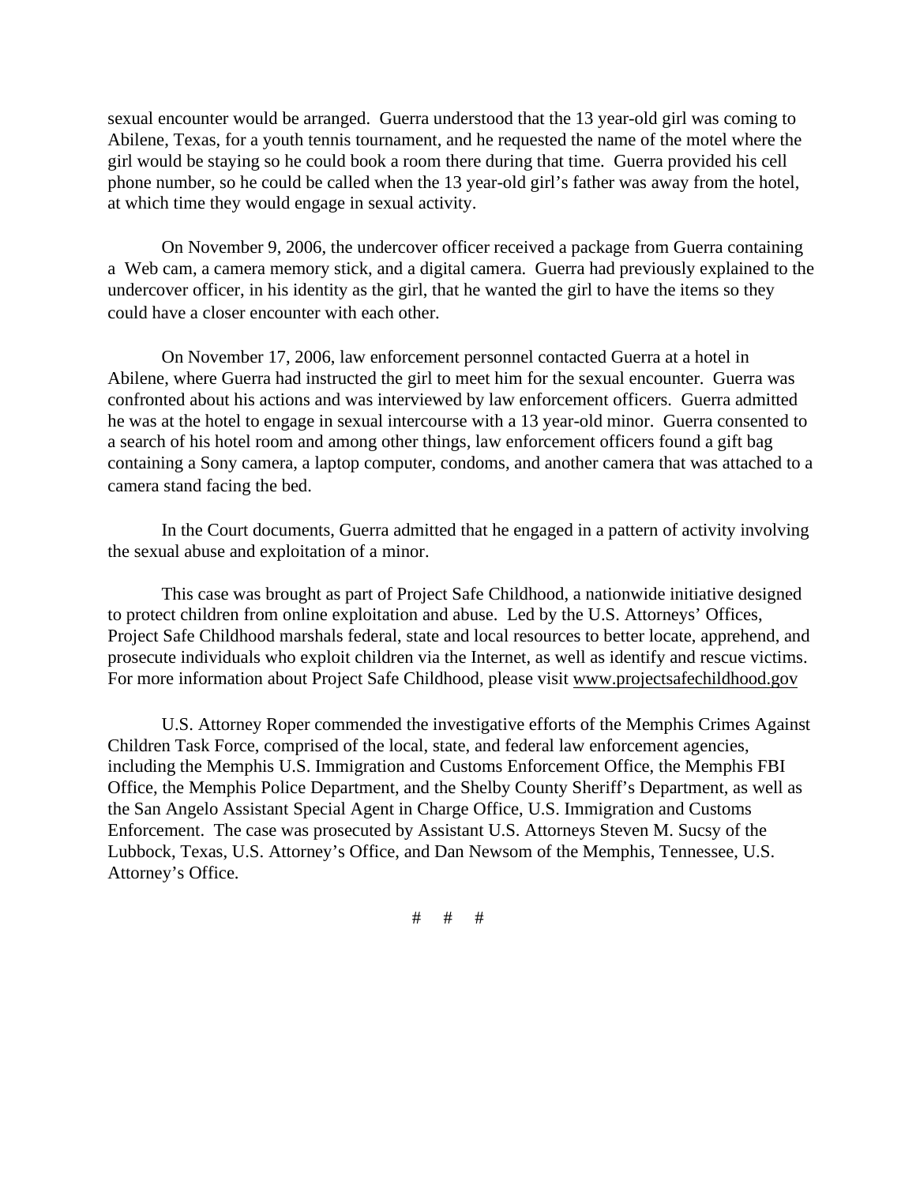sexual encounter would be arranged. Guerra understood that the 13 year-old girl was coming to Abilene, Texas, for a youth tennis tournament, and he requested the name of the motel where the girl would be staying so he could book a room there during that time. Guerra provided his cell phone number, so he could be called when the 13 year-old girl's father was away from the hotel, at which time they would engage in sexual activity.

On November 9, 2006, the undercover officer received a package from Guerra containing a Web cam, a camera memory stick, and a digital camera. Guerra had previously explained to the undercover officer, in his identity as the girl, that he wanted the girl to have the items so they could have a closer encounter with each other.

On November 17, 2006, law enforcement personnel contacted Guerra at a hotel in Abilene, where Guerra had instructed the girl to meet him for the sexual encounter. Guerra was confronted about his actions and was interviewed by law enforcement officers. Guerra admitted he was at the hotel to engage in sexual intercourse with a 13 year-old minor. Guerra consented to a search of his hotel room and among other things, law enforcement officers found a gift bag containing a Sony camera, a laptop computer, condoms, and another camera that was attached to a camera stand facing the bed.

In the Court documents, Guerra admitted that he engaged in a pattern of activity involving the sexual abuse and exploitation of a minor.

This case was brought as part of Project Safe Childhood, a nationwide initiative designed to protect children from online exploitation and abuse. Led by the U.S. Attorneys' Offices, Project Safe Childhood marshals federal, state and local resources to better locate, apprehend, and prosecute individuals who exploit children via the Internet, as well as identify and rescue victims. For more information about Project Safe Childhood, please visit www.projectsafechildhood.gov

U.S. Attorney Roper commended the investigative efforts of the Memphis Crimes Against Children Task Force, comprised of the local, state, and federal law enforcement agencies, including the Memphis U.S. Immigration and Customs Enforcement Office, the Memphis FBI Office, the Memphis Police Department, and the Shelby County Sheriff's Department, as well as the San Angelo Assistant Special Agent in Charge Office, U.S. Immigration and Customs Enforcement. The case was prosecuted by Assistant U.S. Attorneys Steven M. Sucsy of the Lubbock, Texas, U.S. Attorney's Office, and Dan Newsom of the Memphis, Tennessee, U.S. Attorney's Office.

# # #